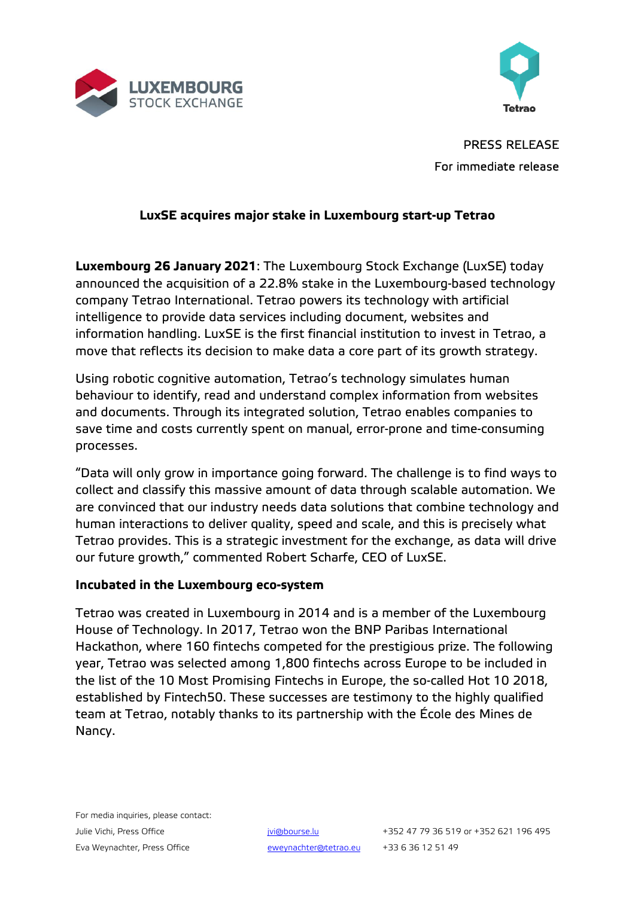PRESS RELEASE

For immediate release

# LuxSE acquires major stake in Luxembourg start-up Tetrao

**Luxembourg 26 January 2021**: The Luxembourg Stock Exchange (LuxSE) today announced the acquisition of a 22.8% stake in the Luxembourg-based technology company Tetrao International. Tetrao powers its technology with artificial intelligence to provide data services including document, websites and information handling. LuxSE is the first financial institution to invest in Tetrao, a move that reflects its decision to make data a core part of its growth strategy.

Using robotic cognitive automation, Tetrao's technology simulates human behaviour to identify, read and understand complex information from websites and documents. Through its integrated solution, Tetrao enables companies to save time and costs currently spent on manual, error-prone and time-consuming processes.

"Data will only grow in importance going forward. The challenge is to find ways to collect and classify this massive amount of data through scalable automation. We are convinced that our industry needs data solutions that combine technology and human interactions to deliver quality, speed and scale, and this is precisely what Tetrao provides. This is a strategic investment for the exchange, as data will drive our future growth," commented Robert Scharfe, CEO of LuxSE.

## Incubated in the Luxembourg eco-system

Tetrao was created in Luxembourg in 2014 and is a member of the Luxembourg House of Technology. In 2017, Tetrao won the BNP Paribas International Hackathon, where 160 fintechs competed for the prestigious prize. The following year, Tetrao was selected among 1,800 fintechs across Europe to be included in the list of the 10 Most Promising Fintechs in Europe, the so-called Hot 10 2018, established by Fintech50. These successes are testimony to the highly qualified team at Tetrao, notably thanks to its partnership with the École des Mines de Nancy.

For media inquiries, please contact:

| | | |
|---|---|---|
| Julie Vichi, Press Office | jvi@bourse.lu | +352 47 79 36 519 or +352 621 196 495 |
| Eva Weynachter, Press Office | eweynachter@tetrao.eu | +33 6 36 12 51 49 |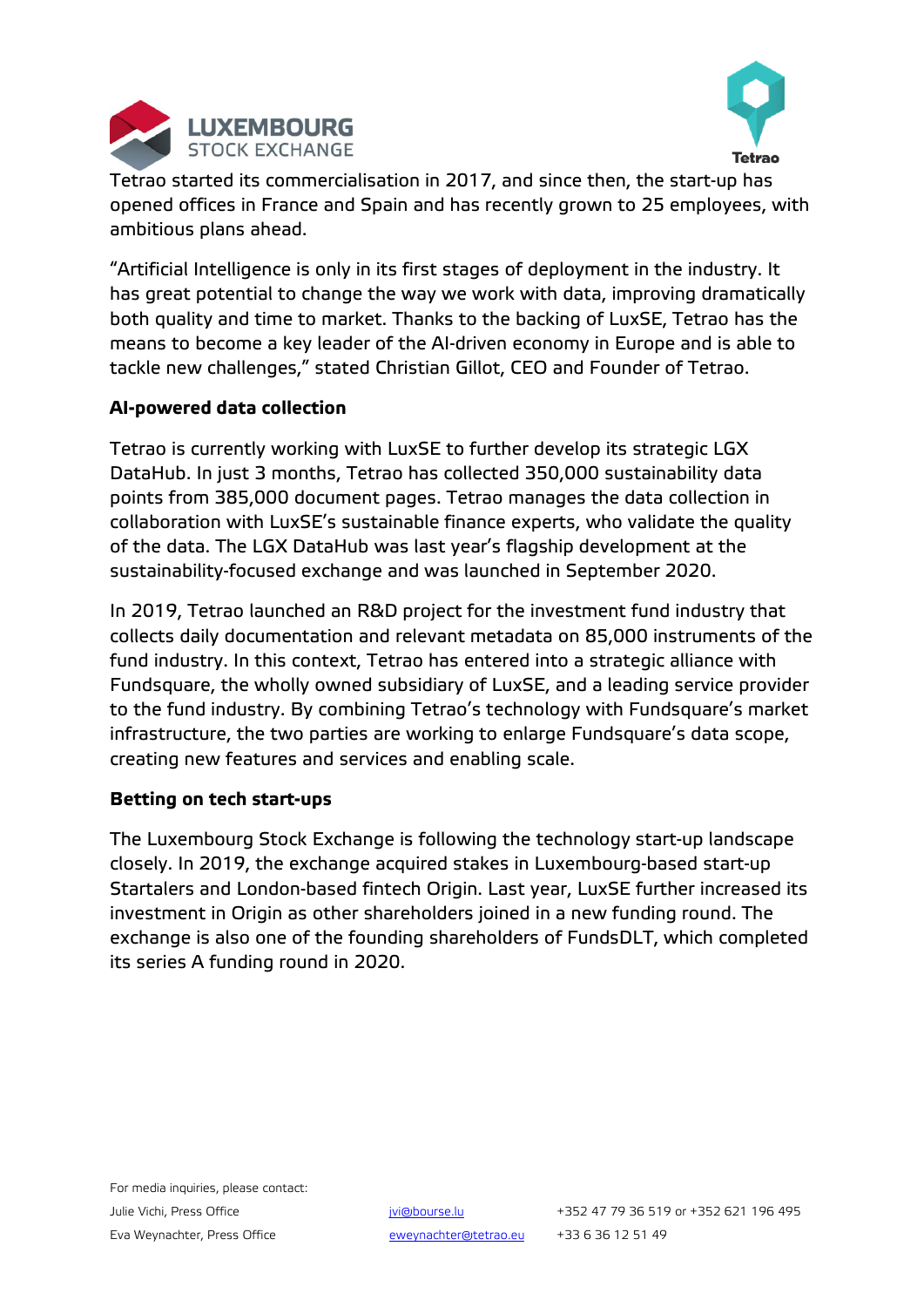Tetrao started its commercialisation in 2017, and since then, the start-up has opened offices in France and Spain and has recently grown to 25 employees, with ambitious plans ahead.

"Artificial Intelligence is only in its first stages of deployment in the industry. It has great potential to change the way we work with data, improving dramatically both quality and time to market. Thanks to the backing of LuxSE, Tetrao has the means to become a key leader of the AI-driven economy in Europe and is able to tackle new challenges," stated Christian Gillot, CEO and Founder of Tetrao.

**AI-powered data collection**

Tetrao is currently working with LuxSE to further develop its strategic LGX DataHub. In just 3 months, Tetrao has collected 350,000 sustainability data points from 385,000 document pages. Tetrao manages the data collection in collaboration with LuxSE's sustainable finance experts, who validate the quality of the data. The LGX DataHub was last year's flagship development at the sustainability-focused exchange and was launched in September 2020.

In 2019, Tetrao launched an R&D project for the investment fund industry that collects daily documentation and relevant metadata on 85,000 instruments of the fund industry. In this context, Tetrao has entered into a strategic alliance with Fundsquare, the wholly owned subsidiary of LuxSE, and a leading service provider to the fund industry. By combining Tetrao's technology with Fundsquare's market infrastructure, the two parties are working to enlarge Fundsquare's data scope, creating new features and services and enabling scale.

**Betting on tech start-ups**

The Luxembourg Stock Exchange is following the technology start-up landscape closely. In 2019, the exchange acquired stakes in Luxembourg-based start-up Startalers and London-based fintech Origin. Last year, LuxSE further increased its investment in Origin as other shareholders joined in a new funding round. The exchange is also one of the founding shareholders of FundsDLT, which completed its series A funding round in 2020.

For media inquiries, please contact:

| | | |
|---|---|---|
| Julie Vichi, Press Office | jvi@bourse.lu | +352 47 79 36 519 or +352 621 196 495 |
| Eva Weynachter, Press Office | eweynachter@tetrao.eu | +33 6 36 12 51 49 |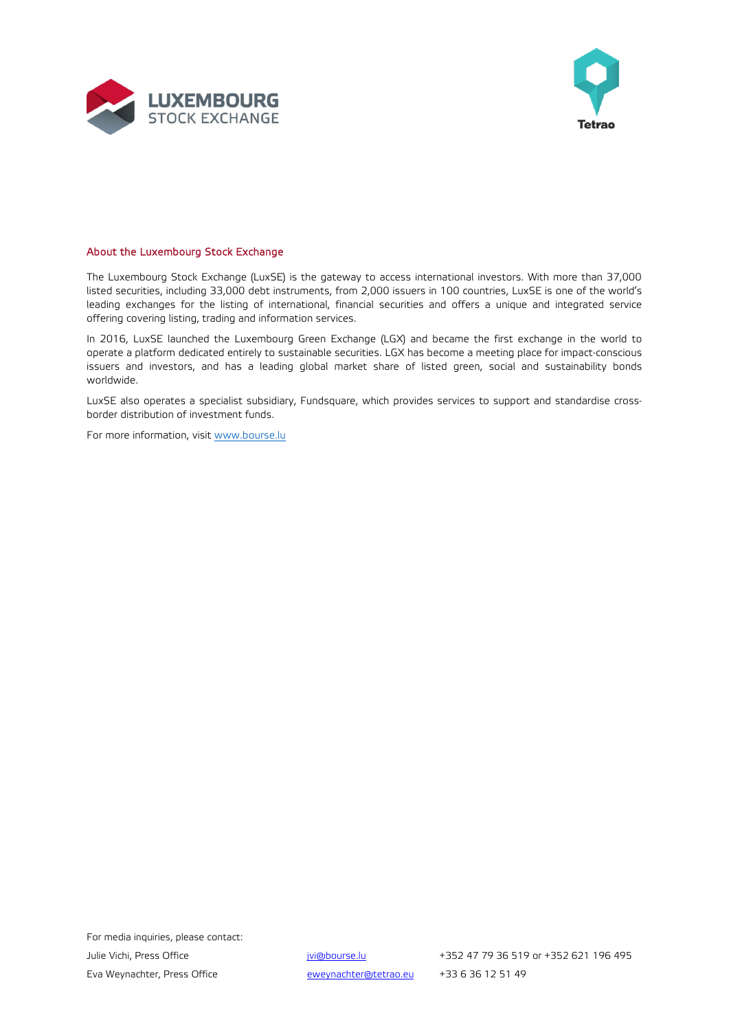## About the Luxembourg Stock Exchange

The Luxembourg Stock Exchange (LuxSE) is the gateway to access international investors. With more than 37,000 listed securities, including 33,000 debt instruments, from 2,000 issuers in 100 countries, LuxSE is one of the world's leading exchanges for the listing of international, financial securities and offers a unique and integrated service offering covering listing, trading and information services.

In 2016, LuxSE launched the Luxembourg Green Exchange (LGX) and became the first exchange in the world to operate a platform dedicated entirely to sustainable securities. LGX has become a meeting place for impact-conscious issuers and investors, and has a leading global market share of listed green, social and sustainability bonds worldwide.

LuxSE also operates a specialist subsidiary, Fundsquare, which provides services to support and standardise cross-border distribution of investment funds.

For more information, visit [www.bourse.lu](http://www.bourse.lu)

For media inquiries, please contact:

| | | |
|---|---|---|
| Julie Vichi, Press Office | jvi@bourse.lu | +352 47 79 36 519 or +352 621 196 495 |
| Eva Weynachter, Press Office | eweynachter@tetrao.eu | +33 6 36 12 51 49 |